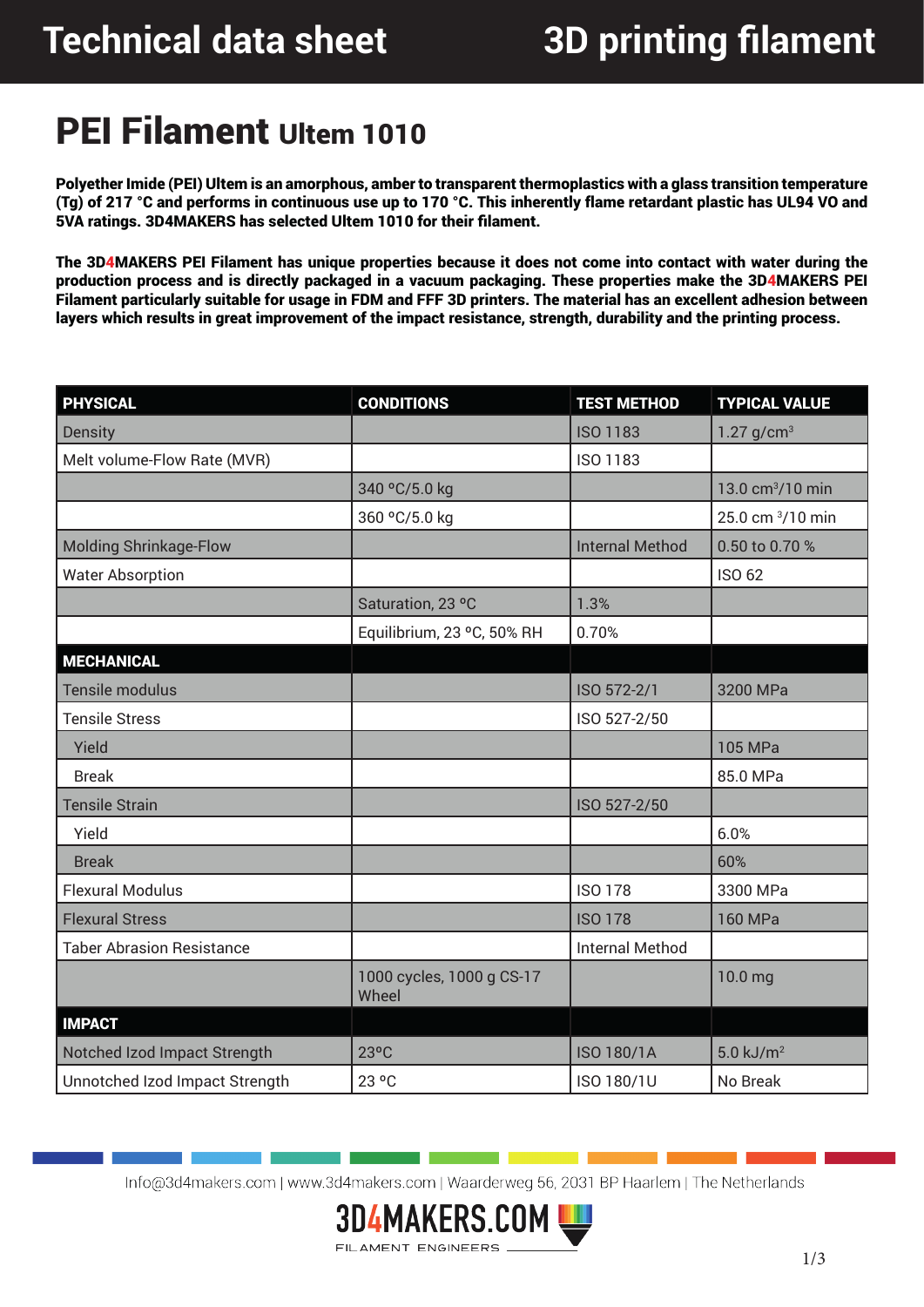# Technical data sheet — 3D printing filament

# PEI Filament Ultem 1010

**Polyether Imide (PEI) Ultem is an amorphous, amber to transparent thermoplastics with a glass transition temperature (Tg) of 217 °C and performs in continuous use up to 170 °C. This inherently flame retardant plastic has UL94 VO and 5VA ratings. 3D4MAKERS has selected Ultem 1010 for their filament.**

**The 3D4MAKERS PEI Filament has unique properties because it does not come into contact with water during the production process and is directly packaged in a vacuum packaging. These properties make the 3D4MAKERS PEI Filament particularly suitable for usage in FDM and FFF 3D printers. The material has an excellent adhesion between layers which results in great improvement of the impact resistance, strength, durability and the printing process.**

| PHYSICAL | CONDITIONS | TEST METHOD | TYPICAL VALUE |
|---|---|---|---|
| Density | | ISO 1183 | 1.27 g/cm³ |
| Melt volume-Flow Rate (MVR) | | ISO 1183 | |
| | 340 °C/5.0 kg | | 13.0 cm³/10 min |
| | 360 °C/5.0 kg | | 25.0 cm ³/10 min |
| Molding Shrinkage-Flow | | Internal Method | 0.50 to 0.70 % |
| Water Absorption | | | ISO 62 |
| | Saturation, 23 °C | 1.3% | |
| | Equilibrium, 23 °C, 50% RH | 0.70% | |
| **MECHANICAL** | | | |
| Tensile modulus | | ISO 572-2/1 | 3200 MPa |
| Tensile Stress | | ISO 527-2/50 | |
| Yield | | | 105 MPa |
| Break | | | 85.0 MPa |
| Tensile Strain | | ISO 527-2/50 | |
| Yield | | | 6.0% |
| Break | | | 60% |
| Flexural Modulus | | ISO 178 | 3300 MPa |
| Flexural Stress | | ISO 178 | 160 MPa |
| Taber Abrasion Resistance | | Internal Method | |
| | 1000 cycles, 1000 g CS-17 Wheel | | 10.0 mg |
| **IMPACT** | | | |
| Notched Izod Impact Strength | 23°C | ISO 180/1A | 5.0 kJ/m² |
| Unnotched Izod Impact Strength | 23 °C | ISO 180/1U | No Break |

Info@3d4makers.com | www.3d4makers.com | Waarderweg 56, 2031 BP Haarlem | The Netherlands

3D4MAKERS.COM FILAMENT ENGINEERS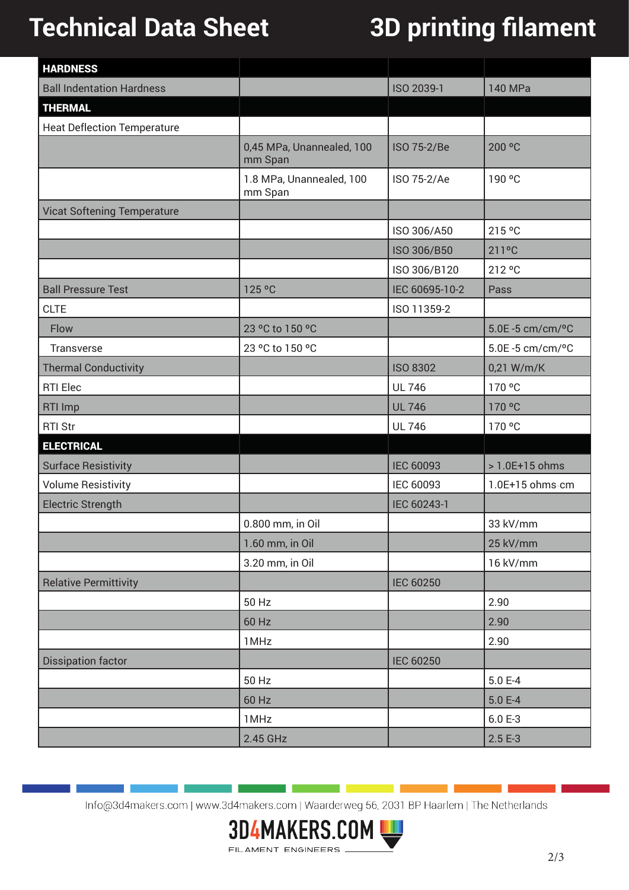# Technical Data Sheet

# 3D printing filament

| HARDNESS | | | |
|---|---|---|---|
| Ball Indentation Hardness | | ISO 2039-1 | 140 MPa |
| **THERMAL** | | | |
| Heat Deflection Temperature | | | |
| | 0,45 MPa, Unannealed, 100 mm Span | ISO 75-2/Be | 200 ºC |
| | 1.8 MPa, Unannealed, 100 mm Span | ISO 75-2/Ae | 190 ºC |
| Vicat Softening Temperature | | | |
| | | ISO 306/A50 | 215 ºC |
| | | ISO 306/B50 | 211ºC |
| | | ISO 306/B120 | 212 ºC |
| Ball Pressure Test | 125 ºC | IEC 60695-10-2 | Pass |
| CLTE | | ISO 11359-2 | |
| Flow | 23 ºC to 150 ºC | | 5.0E -5 cm/cm/ºC |
| Transverse | 23 ºC to 150 ºC | | 5.0E -5 cm/cm/ºC |
| Thermal Conductivity | | ISO 8302 | 0,21 W/m/K |
| RTI Elec | | UL 746 | 170 ºC |
| RTI Imp | | UL 746 | 170 ºC |
| RTI Str | | UL 746 | 170 ºC |
| **ELECTRICAL** | | | |
| Surface Resistivity | | IEC 60093 | > 1.0E+15 ohms |
| Volume Resistivity | | IEC 60093 | 1.0E+15 ohms·cm |
| Electric Strength | | IEC 60243-1 | |
| | 0.800 mm, in Oil | | 33 kV/mm |
| | 1.60 mm, in Oil | | 25 kV/mm |
| | 3.20 mm, in Oil | | 16 kV/mm |
| Relative Permittivity | | IEC 60250 | |
| | 50 Hz | | 2.90 |
| | 60 Hz | | 2.90 |
| | 1MHz | | 2.90 |
| Dissipation factor | | IEC 60250 | |
| | 50 Hz | | 5.0 E-4 |
| | 60 Hz | | 5.0 E-4 |
| | 1MHz | | 6.0 E-3 |
| | 2.45 GHz | | 2.5 E-3 |

Info@3d4makers.com | www.3d4makers.com | Waarderweg 56, 2031 BP Haarlem | The Netherlands

3D4MAKERS.COM
FILAMENT ENGINEERS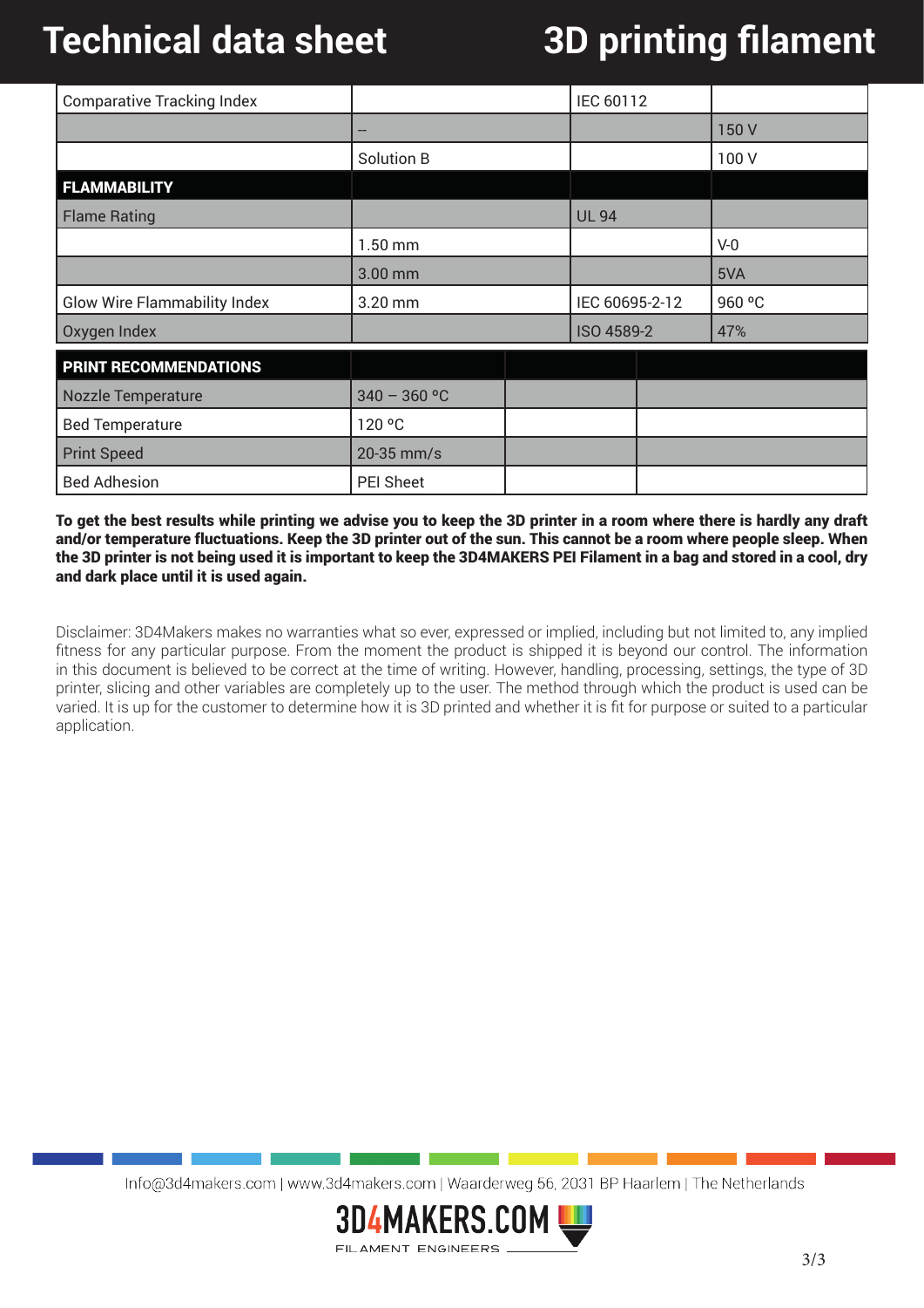| | | | |
|---|---|---|---|
| Comparative Tracking Index | | IEC 60112 | |
| | -- | | 150 V |
| | Solution B | | 100 V |
| **FLAMMABILITY** | | | |
| Flame Rating | | UL 94 | |
| | 1.50 mm | | V-0 |
| | 3.00 mm | | 5VA |
| Glow Wire Flammability Index | 3.20 mm | IEC 60695-2-12 | 960 °C |
| Oxygen Index | | ISO 4589-2 | 47% |

| **PRINT RECOMMENDATIONS** | | | |
|---|---|---|---|
| Nozzle Temperature | 340 – 360 °C | | |
| Bed Temperature | 120 °C | | |
| Print Speed | 20-35 mm/s | | |
| Bed Adhesion | PEI Sheet | | |

**To get the best results while printing we advise you to keep the 3D printer in a room where there is hardly any draft and/or temperature fluctuations. Keep the 3D printer out of the sun. This cannot be a room where people sleep. When the 3D printer is not being used it is important to keep the 3D4MAKERS PEI Filament in a bag and stored in a cool, dry and dark place until it is used again.**

Disclaimer: 3D4Makers makes no warranties what so ever, expressed or implied, including but not limited to, any implied fitness for any particular purpose. From the moment the product is shipped it is beyond our control. The information in this document is believed to be correct at the time of writing. However, handling, processing, settings, the type of 3D printer, slicing and other variables are completely up to the user. The method through which the product is used can be varied. It is up for the customer to determine how it is 3D printed and whether it is fit for purpose or suited to a particular application.